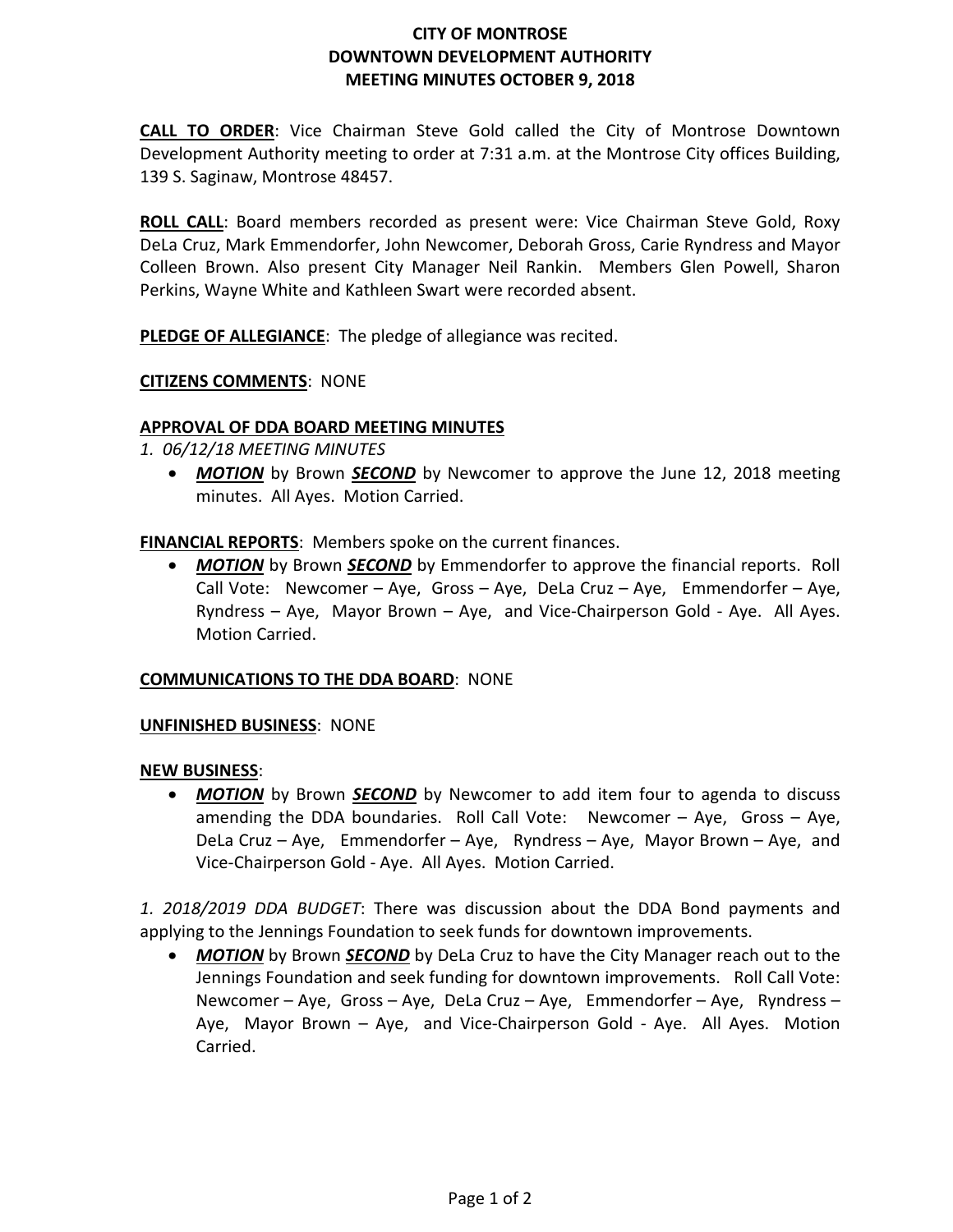# CITY OF MONTROSE
# DOWNTOWN DEVELOPMENT AUTHORITY
# MEETING MINUTES OCTOBER 9, 2018

**CALL TO ORDER**: Vice Chairman Steve Gold called the City of Montrose Downtown Development Authority meeting to order at 7:31 a.m. at the Montrose City offices Building, 139 S. Saginaw, Montrose 48457.

**ROLL CALL**: Board members recorded as present were: Vice Chairman Steve Gold, Roxy DeLa Cruz, Mark Emmendorfer, John Newcomer, Deborah Gross, Carie Ryndress and Mayor Colleen Brown. Also present City Manager Neil Rankin. Members Glen Powell, Sharon Perkins, Wayne White and Kathleen Swart were recorded absent.

**PLEDGE OF ALLEGIANCE**: The pledge of allegiance was recited.

**CITIZENS COMMENTS**: NONE

**APPROVAL OF DDA BOARD MEETING MINUTES**

*1. 06/12/18 MEETING MINUTES*

- ***MOTION*** by Brown ***SECOND*** by Newcomer to approve the June 12, 2018 meeting minutes. All Ayes. Motion Carried.

**FINANCIAL REPORTS**: Members spoke on the current finances.

- ***MOTION*** by Brown ***SECOND*** by Emmendorfer to approve the financial reports. Roll Call Vote: Newcomer – Aye, Gross – Aye, DeLa Cruz – Aye, Emmendorfer – Aye, Ryndress – Aye, Mayor Brown – Aye, and Vice-Chairperson Gold - Aye. All Ayes. Motion Carried.

**COMMUNICATIONS TO THE DDA BOARD**: NONE

**UNFINISHED BUSINESS**: NONE

**NEW BUSINESS**:

- ***MOTION*** by Brown ***SECOND*** by Newcomer to add item four to agenda to discuss amending the DDA boundaries. Roll Call Vote: Newcomer – Aye, Gross – Aye, DeLa Cruz – Aye, Emmendorfer – Aye, Ryndress – Aye, Mayor Brown – Aye, and Vice-Chairperson Gold - Aye. All Ayes. Motion Carried.

*1. 2018/2019 DDA BUDGET*: There was discussion about the DDA Bond payments and applying to the Jennings Foundation to seek funds for downtown improvements.

- ***MOTION*** by Brown ***SECOND*** by DeLa Cruz to have the City Manager reach out to the Jennings Foundation and seek funding for downtown improvements. Roll Call Vote: Newcomer – Aye, Gross – Aye, DeLa Cruz – Aye, Emmendorfer – Aye, Ryndress – Aye, Mayor Brown – Aye, and Vice-Chairperson Gold - Aye. All Ayes. Motion Carried.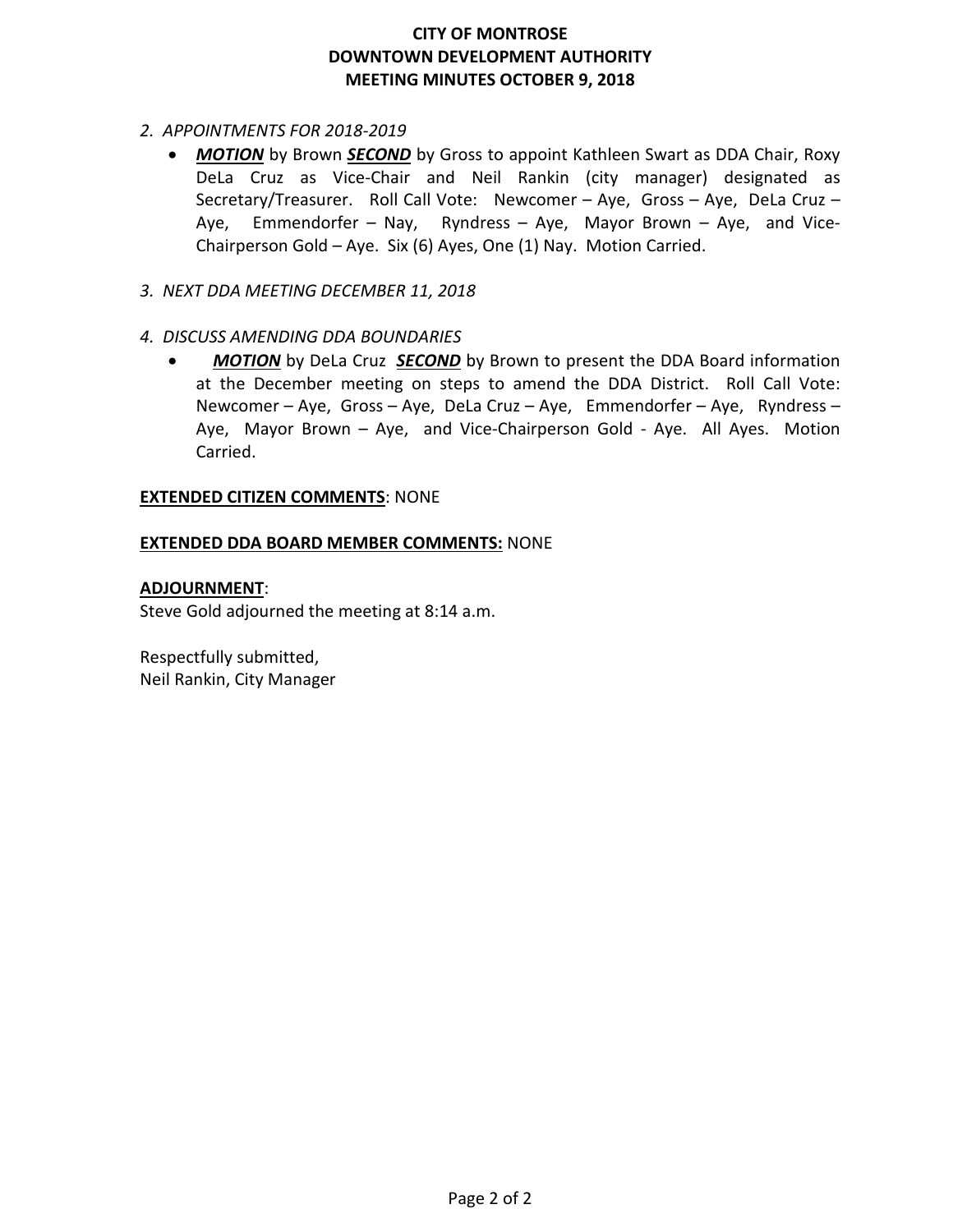**CITY OF MONTROSE**
**DOWNTOWN DEVELOPMENT AUTHORITY**
**MEETING MINUTES OCTOBER 9, 2018**

*2. APPOINTMENTS FOR 2018-2019*

- ***MOTION*** by Brown ***SECOND*** by Gross to appoint Kathleen Swart as DDA Chair, Roxy DeLa Cruz as Vice-Chair and Neil Rankin (city manager) designated as Secretary/Treasurer. Roll Call Vote: Newcomer – Aye, Gross – Aye, DeLa Cruz – Aye, Emmendorfer – Nay, Ryndress – Aye, Mayor Brown – Aye, and Vice-Chairperson Gold – Aye. Six (6) Ayes, One (1) Nay. Motion Carried.

*3. NEXT DDA MEETING DECEMBER 11, 2018*

*4. DISCUSS AMENDING DDA BOUNDARIES*

- ***MOTION*** by DeLa Cruz ***SECOND*** by Brown to present the DDA Board information at the December meeting on steps to amend the DDA District. Roll Call Vote: Newcomer – Aye, Gross – Aye, DeLa Cruz – Aye, Emmendorfer – Aye, Ryndress – Aye, Mayor Brown – Aye, and Vice-Chairperson Gold - Aye. All Ayes. Motion Carried.

**EXTENDED CITIZEN COMMENTS**: NONE

**EXTENDED DDA BOARD MEMBER COMMENTS:** NONE

**ADJOURNMENT**:
Steve Gold adjourned the meeting at 8:14 a.m.

Respectfully submitted,
Neil Rankin, City Manager